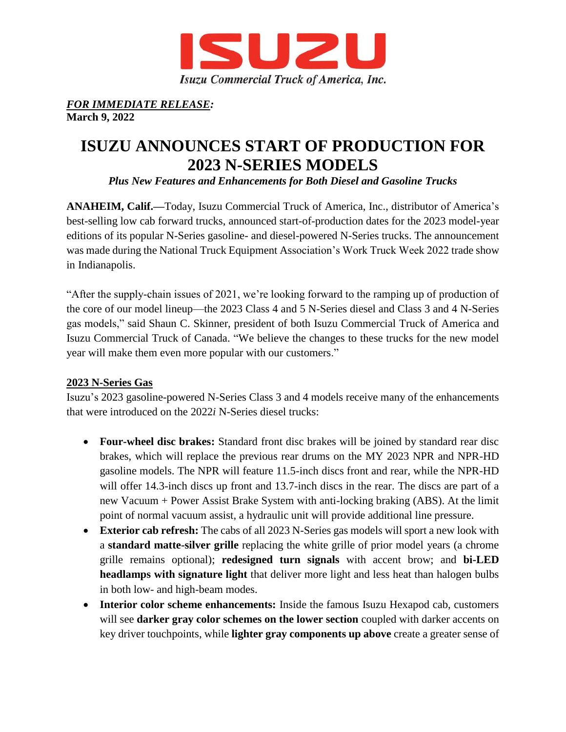ISUZU

*Isuzu Commercial Truck of America, Inc.*

***FOR IMMEDIATE RELEASE:***
**March 9, 2022**

# ISUZU ANNOUNCES START OF PRODUCTION FOR 2023 N-SERIES MODELS

***Plus New Features and Enhancements for Both Diesel and Gasoline Trucks***

**ANAHEIM, Calif.—**Today, Isuzu Commercial Truck of America, Inc., distributor of America's best-selling low cab forward trucks, announced start-of-production dates for the 2023 model-year editions of its popular N-Series gasoline- and diesel-powered N-Series trucks. The announcement was made during the National Truck Equipment Association's Work Truck Week 2022 trade show in Indianapolis.

"After the supply-chain issues of 2021, we're looking forward to the ramping up of production of the core of our model lineup—the 2023 Class 4 and 5 N-Series diesel and Class 3 and 4 N-Series gas models," said Shaun C. Skinner, president of both Isuzu Commercial Truck of America and Isuzu Commercial Truck of Canada. "We believe the changes to these trucks for the new model year will make them even more popular with our customers."

## 2023 N-Series Gas

Isuzu's 2023 gasoline-powered N-Series Class 3 and 4 models receive many of the enhancements that were introduced on the 2022*i* N-Series diesel trucks:

- **Four-wheel disc brakes:** Standard front disc brakes will be joined by standard rear disc brakes, which will replace the previous rear drums on the MY 2023 NPR and NPR-HD gasoline models. The NPR will feature 11.5-inch discs front and rear, while the NPR-HD will offer 14.3-inch discs up front and 13.7-inch discs in the rear. The discs are part of a new Vacuum + Power Assist Brake System with anti-locking braking (ABS). At the limit point of normal vacuum assist, a hydraulic unit will provide additional line pressure.
- **Exterior cab refresh:** The cabs of all 2023 N-Series gas models will sport a new look with a **standard matte-silver grille** replacing the white grille of prior model years (a chrome grille remains optional); **redesigned turn signals** with accent brow; and **bi-LED headlamps with signature light** that deliver more light and less heat than halogen bulbs in both low- and high-beam modes.
- **Interior color scheme enhancements:** Inside the famous Isuzu Hexapod cab, customers will see **darker gray color schemes on the lower section** coupled with darker accents on key driver touchpoints, while **lighter gray components up above** create a greater sense of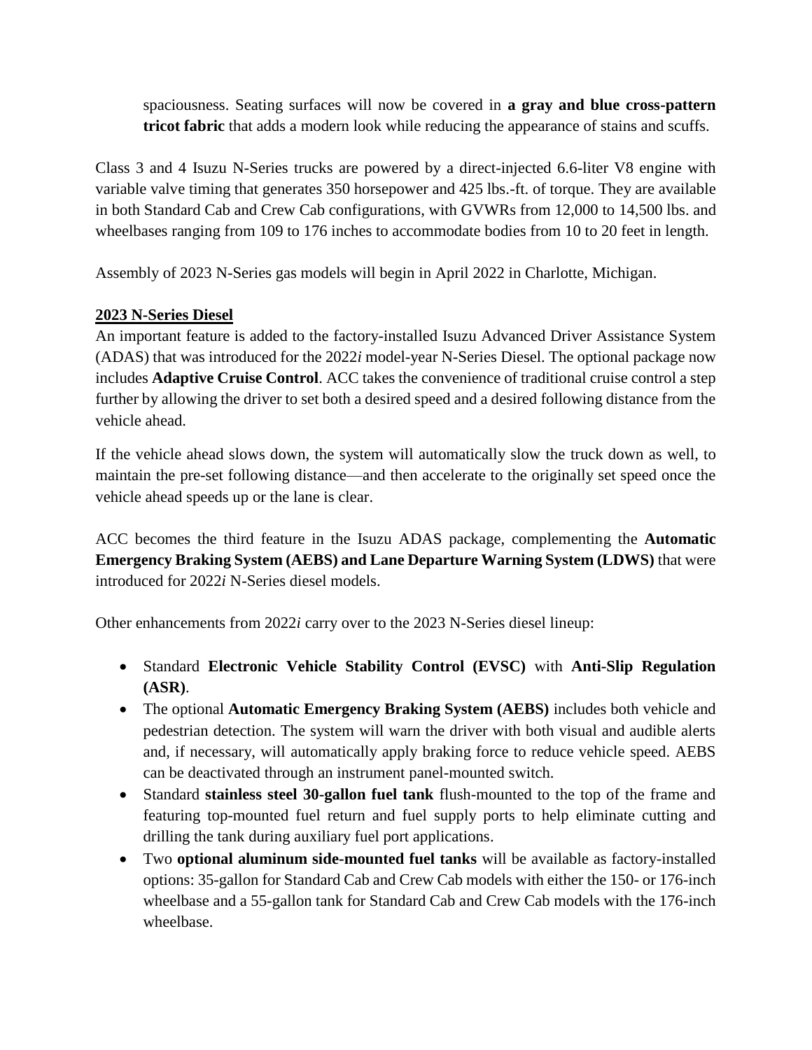spaciousness. Seating surfaces will now be covered in **a gray and blue cross-pattern tricot fabric** that adds a modern look while reducing the appearance of stains and scuffs.

Class 3 and 4 Isuzu N-Series trucks are powered by a direct-injected 6.6-liter V8 engine with variable valve timing that generates 350 horsepower and 425 lbs.-ft. of torque. They are available in both Standard Cab and Crew Cab configurations, with GVWRs from 12,000 to 14,500 lbs. and wheelbases ranging from 109 to 176 inches to accommodate bodies from 10 to 20 feet in length.

Assembly of 2023 N-Series gas models will begin in April 2022 in Charlotte, Michigan.

## 2023 N-Series Diesel

An important feature is added to the factory-installed Isuzu Advanced Driver Assistance System (ADAS) that was introduced for the 2022*i* model-year N-Series Diesel. The optional package now includes **Adaptive Cruise Control**. ACC takes the convenience of traditional cruise control a step further by allowing the driver to set both a desired speed and a desired following distance from the vehicle ahead.

If the vehicle ahead slows down, the system will automatically slow the truck down as well, to maintain the pre-set following distance—and then accelerate to the originally set speed once the vehicle ahead speeds up or the lane is clear.

ACC becomes the third feature in the Isuzu ADAS package, complementing the **Automatic Emergency Braking System (AEBS) and Lane Departure Warning System (LDWS)** that were introduced for 2022*i* N-Series diesel models.

Other enhancements from 2022*i* carry over to the 2023 N-Series diesel lineup:

- Standard **Electronic Vehicle Stability Control (EVSC)** with **Anti-Slip Regulation (ASR)**.
- The optional **Automatic Emergency Braking System (AEBS)** includes both vehicle and pedestrian detection. The system will warn the driver with both visual and audible alerts and, if necessary, will automatically apply braking force to reduce vehicle speed. AEBS can be deactivated through an instrument panel-mounted switch.
- Standard **stainless steel 30-gallon fuel tank** flush-mounted to the top of the frame and featuring top-mounted fuel return and fuel supply ports to help eliminate cutting and drilling the tank during auxiliary fuel port applications.
- Two **optional aluminum side-mounted fuel tanks** will be available as factory-installed options: 35-gallon for Standard Cab and Crew Cab models with either the 150- or 176-inch wheelbase and a 55-gallon tank for Standard Cab and Crew Cab models with the 176-inch wheelbase.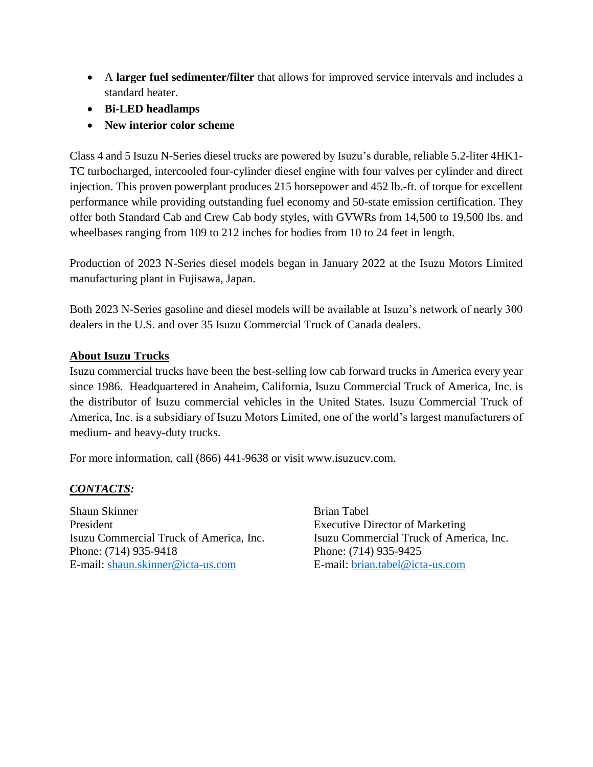- A **larger fuel sedimenter/filter** that allows for improved service intervals and includes a standard heater.
- **Bi-LED headlamps**
- **New interior color scheme**

Class 4 and 5 Isuzu N-Series diesel trucks are powered by Isuzu's durable, reliable 5.2-liter 4HK1-TC turbocharged, intercooled four-cylinder diesel engine with four valves per cylinder and direct injection. This proven powerplant produces 215 horsepower and 452 lb.-ft. of torque for excellent performance while providing outstanding fuel economy and 50-state emission certification. They offer both Standard Cab and Crew Cab body styles, with GVWRs from 14,500 to 19,500 lbs. and wheelbases ranging from 109 to 212 inches for bodies from 10 to 24 feet in length.

Production of 2023 N-Series diesel models began in January 2022 at the Isuzu Motors Limited manufacturing plant in Fujisawa, Japan.

Both 2023 N-Series gasoline and diesel models will be available at Isuzu's network of nearly 300 dealers in the U.S. and over 35 Isuzu Commercial Truck of Canada dealers.

**About Isuzu Trucks**

Isuzu commercial trucks have been the best-selling low cab forward trucks in America every year since 1986. Headquartered in Anaheim, California, Isuzu Commercial Truck of America, Inc. is the distributor of Isuzu commercial vehicles in the United States. Isuzu Commercial Truck of America, Inc. is a subsidiary of Isuzu Motors Limited, one of the world's largest manufacturers of medium- and heavy-duty trucks.

For more information, call (866) 441-9638 or visit www.isuzucv.com.

***CONTACTS:***

Shaun Skinner
President
Isuzu Commercial Truck of America, Inc.
Phone: (714) 935-9418
E-mail: shaun.skinner@icta-us.com

Brian Tabel
Executive Director of Marketing
Isuzu Commercial Truck of America, Inc.
Phone: (714) 935-9425
E-mail: brian.tabel@icta-us.com